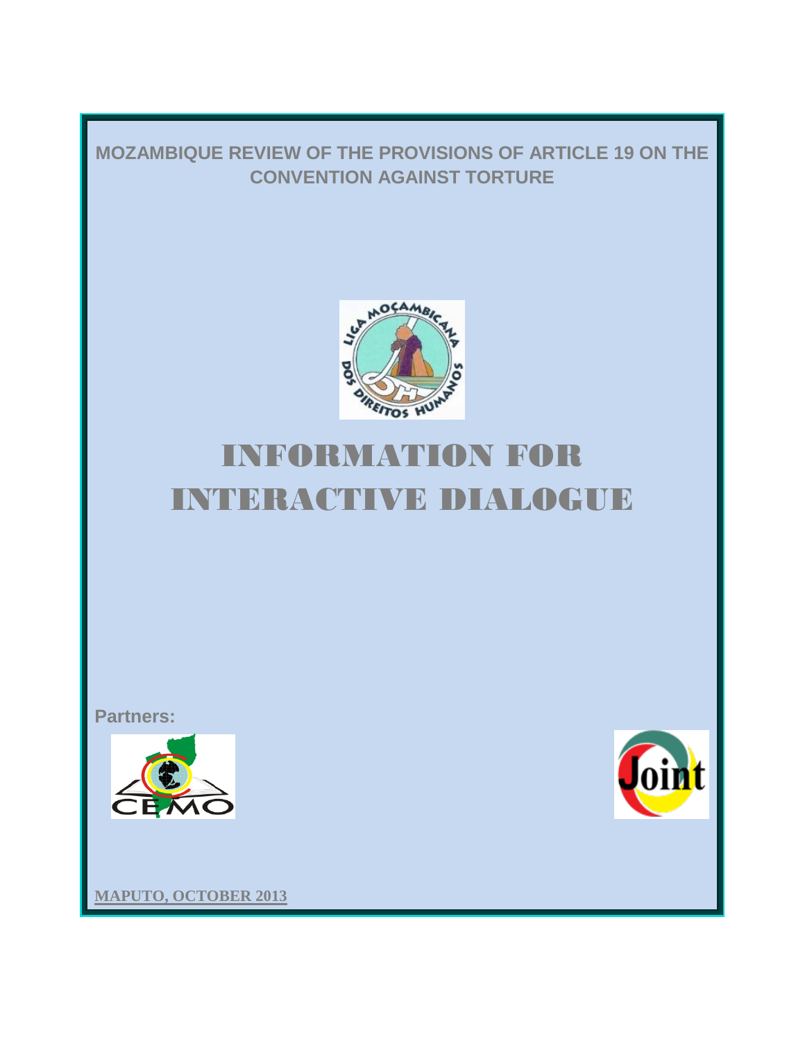**MOZAMBIQUE REVIEW OF THE PROVISIONS OF ARTICLE 19 ON THE CONVENTION AGAINST TORTURE**

# INFORMATION FOR INTERACTIVE DIALOGUE

**Partners:**

**MAPUTO, OCTOBER 2013**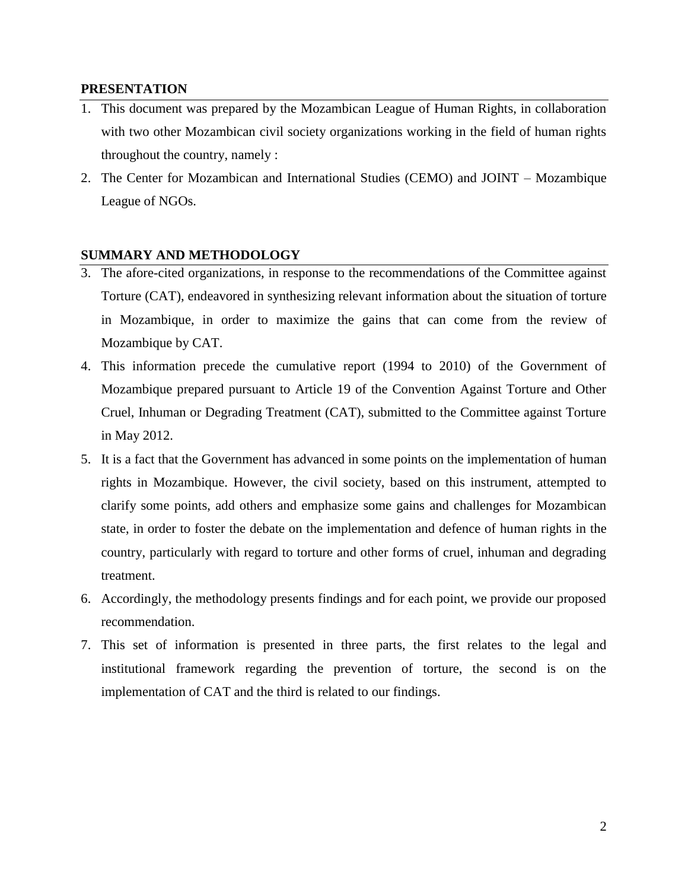**PRESENTATION**

1. This document was prepared by the Mozambican League of Human Rights, in collaboration with two other Mozambican civil society organizations working in the field of human rights throughout the country, namely :
2. The Center for Mozambican and International Studies (CEMO) and JOINT – Mozambique League of NGOs.

**SUMMARY AND METHODOLOGY**

3. The afore-cited organizations, in response to the recommendations of the Committee against Torture (CAT), endeavored in synthesizing relevant information about the situation of torture in Mozambique, in order to maximize the gains that can come from the review of Mozambique by CAT.
4. This information precede the cumulative report (1994 to 2010) of the Government of Mozambique prepared pursuant to Article 19 of the Convention Against Torture and Other Cruel, Inhuman or Degrading Treatment (CAT), submitted to the Committee against Torture in May 2012.
5. It is a fact that the Government has advanced in some points on the implementation of human rights in Mozambique. However, the civil society, based on this instrument, attempted to clarify some points, add others and emphasize some gains and challenges for Mozambican state, in order to foster the debate on the implementation and defence of human rights in the country, particularly with regard to torture and other forms of cruel, inhuman and degrading treatment.
6. Accordingly, the methodology presents findings and for each point, we provide our proposed recommendation.
7. This set of information is presented in three parts, the first relates to the legal and institutional framework regarding the prevention of torture, the second is on the implementation of CAT and the third is related to our findings.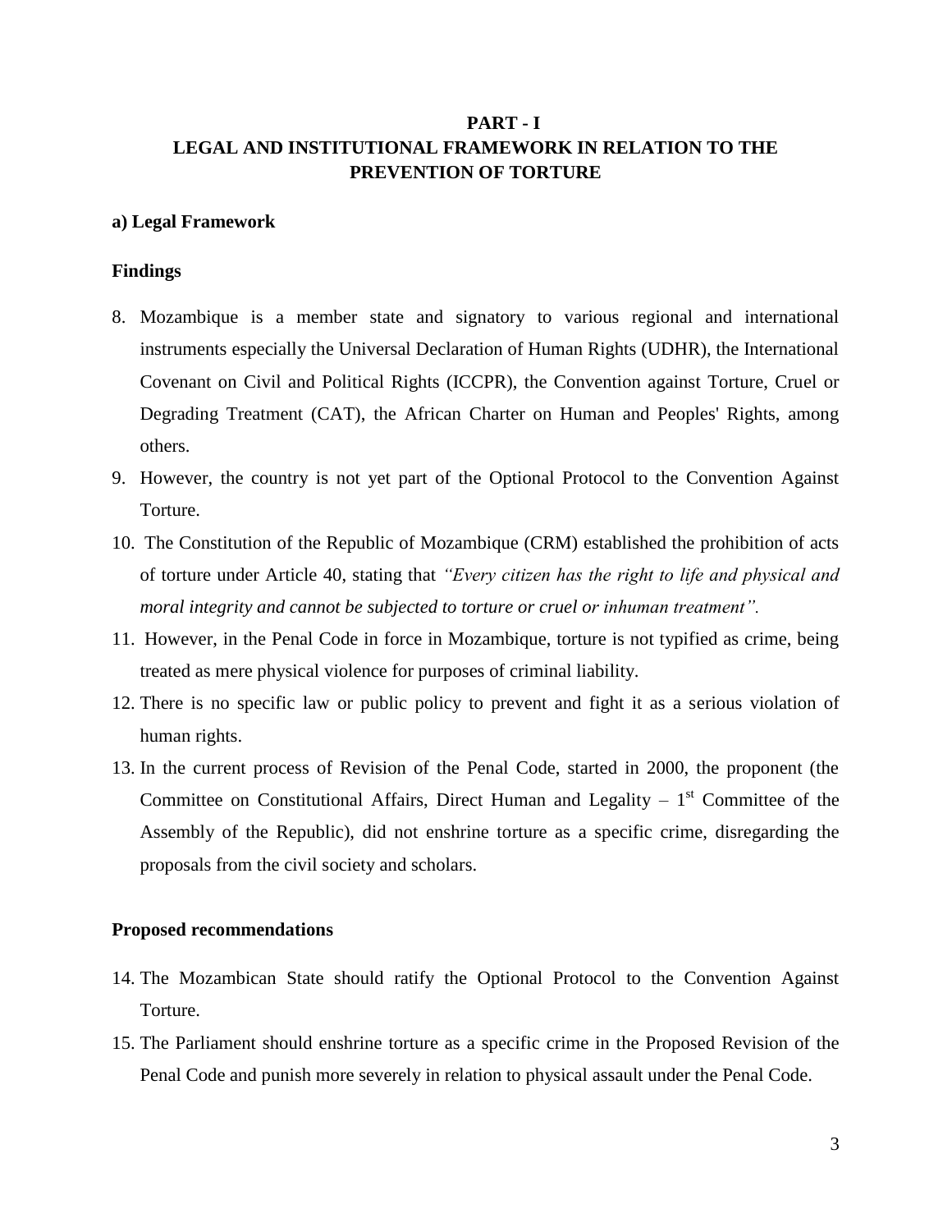# PART - I
# LEGAL AND INSTITUTIONAL FRAMEWORK IN RELATION TO THE PREVENTION OF TORTURE

## a) Legal Framework

### Findings

8. Mozambique is a member state and signatory to various regional and international instruments especially the Universal Declaration of Human Rights (UDHR), the International Covenant on Civil and Political Rights (ICCPR), the Convention against Torture, Cruel or Degrading Treatment (CAT), the African Charter on Human and Peoples' Rights, among others.
9. However, the country is not yet part of the Optional Protocol to the Convention Against Torture.
10. The Constitution of the Republic of Mozambique (CRM) established the prohibition of acts of torture under Article 40, stating that *"Every citizen has the right to life and physical and moral integrity and cannot be subjected to torture or cruel or inhuman treatment".*
11. However, in the Penal Code in force in Mozambique, torture is not typified as crime, being treated as mere physical violence for purposes of criminal liability.
12. There is no specific law or public policy to prevent and fight it as a serious violation of human rights.
13. In the current process of Revision of the Penal Code, started in 2000, the proponent (the Committee on Constitutional Affairs, Direct Human and Legality – 1st Committee of the Assembly of the Republic), did not enshrine torture as a specific crime, disregarding the proposals from the civil society and scholars.

### Proposed recommendations

14. The Mozambican State should ratify the Optional Protocol to the Convention Against Torture.
15. The Parliament should enshrine torture as a specific crime in the Proposed Revision of the Penal Code and punish more severely in relation to physical assault under the Penal Code.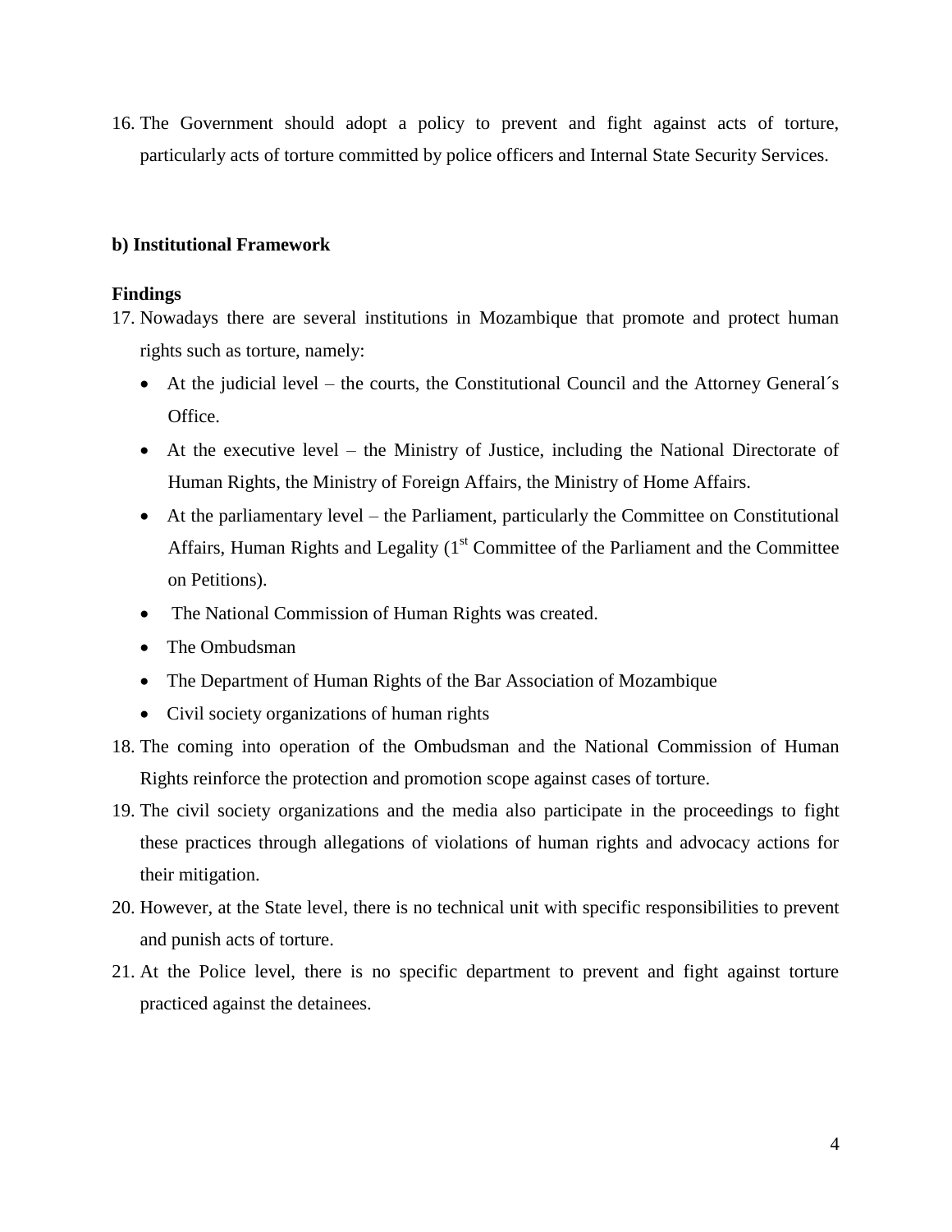16. The Government should adopt a policy to prevent and fight against acts of torture, particularly acts of torture committed by police officers and Internal State Security Services.

**b) Institutional Framework**

**Findings**

17. Nowadays there are several institutions in Mozambique that promote and protect human rights such as torture, namely:
    - At the judicial level – the courts, the Constitutional Council and the Attorney General´s Office.
    - At the executive level – the Ministry of Justice, including the National Directorate of Human Rights, the Ministry of Foreign Affairs, the Ministry of Home Affairs.
    - At the parliamentary level – the Parliament, particularly the Committee on Constitutional Affairs, Human Rights and Legality (1st Committee of the Parliament and the Committee on Petitions).
    - The National Commission of Human Rights was created.
    - The Ombudsman
    - The Department of Human Rights of the Bar Association of Mozambique
    - Civil society organizations of human rights
18. The coming into operation of the Ombudsman and the National Commission of Human Rights reinforce the protection and promotion scope against cases of torture.
19. The civil society organizations and the media also participate in the proceedings to fight these practices through allegations of violations of human rights and advocacy actions for their mitigation.
20. However, at the State level, there is no technical unit with specific responsibilities to prevent and punish acts of torture.
21. At the Police level, there is no specific department to prevent and fight against torture practiced against the detainees.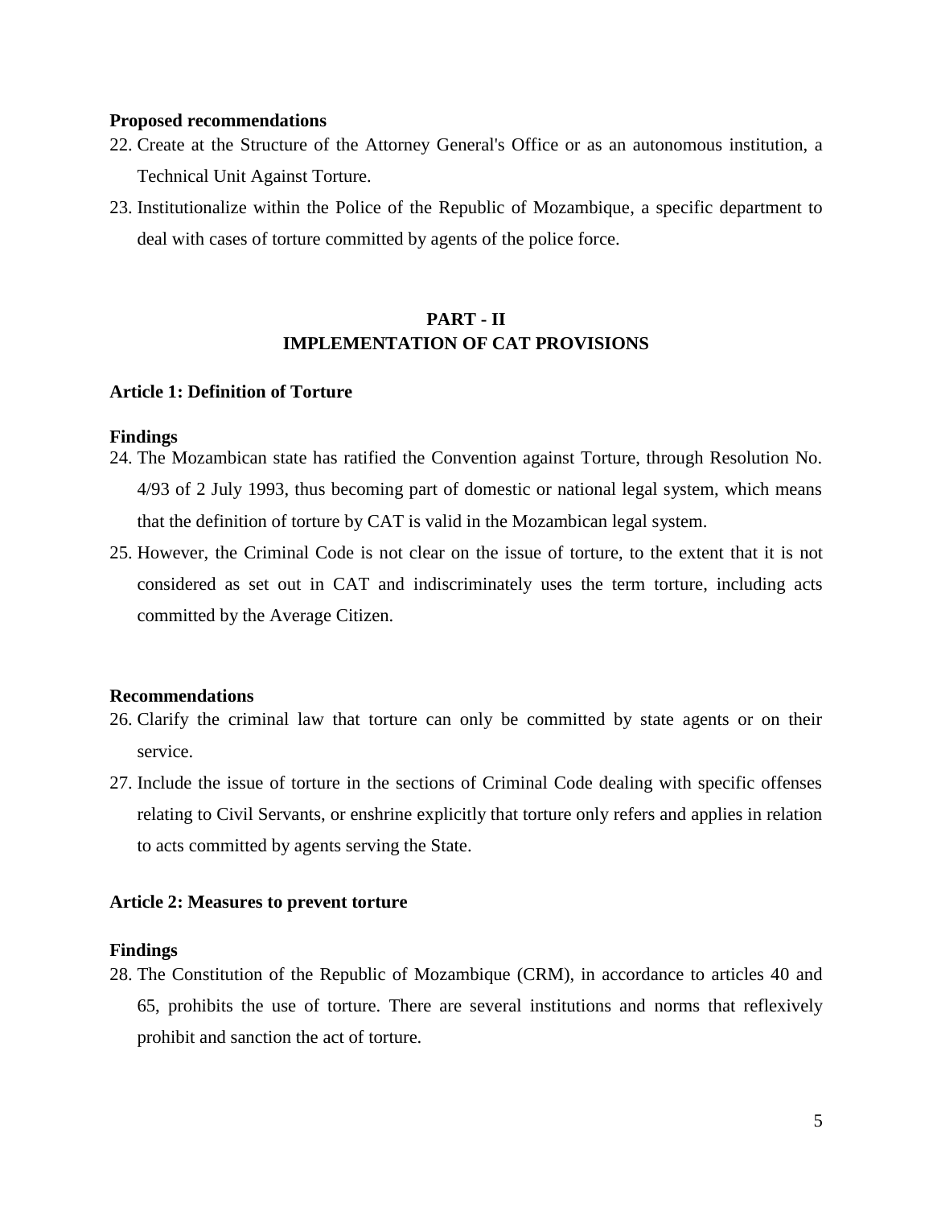**Proposed recommendations**

22. Create at the Structure of the Attorney General's Office or as an autonomous institution, a Technical Unit Against Torture.
23. Institutionalize within the Police of the Republic of Mozambique, a specific department to deal with cases of torture committed by agents of the police force.

## PART - II
## IMPLEMENTATION OF CAT PROVISIONS

### Article 1: Definition of Torture

**Findings**

24. The Mozambican state has ratified the Convention against Torture, through Resolution No. 4/93 of 2 July 1993, thus becoming part of domestic or national legal system, which means that the definition of torture by CAT is valid in the Mozambican legal system.
25. However, the Criminal Code is not clear on the issue of torture, to the extent that it is not considered as set out in CAT and indiscriminately uses the term torture, including acts committed by the Average Citizen.

**Recommendations**

26. Clarify the criminal law that torture can only be committed by state agents or on their service.
27. Include the issue of torture in the sections of Criminal Code dealing with specific offenses relating to Civil Servants, or enshrine explicitly that torture only refers and applies in relation to acts committed by agents serving the State.

### Article 2: Measures to prevent torture

**Findings**

28. The Constitution of the Republic of Mozambique (CRM), in accordance to articles 40 and 65, prohibits the use of torture. There are several institutions and norms that reflexively prohibit and sanction the act of torture.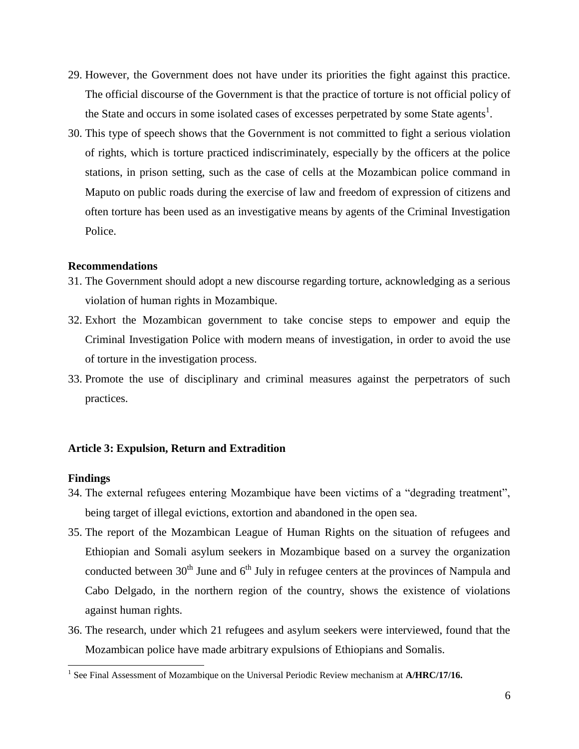29. However, the Government does not have under its priorities the fight against this practice. The official discourse of the Government is that the practice of torture is not official policy of the State and occurs in some isolated cases of excesses perpetrated by some State agents[1].
30. This type of speech shows that the Government is not committed to fight a serious violation of rights, which is torture practiced indiscriminately, especially by the officers at the police stations, in prison setting, such as the case of cells at the Mozambican police command in Maputo on public roads during the exercise of law and freedom of expression of citizens and often torture has been used as an investigative means by agents of the Criminal Investigation Police.

**Recommendations**

31. The Government should adopt a new discourse regarding torture, acknowledging as a serious violation of human rights in Mozambique.
32. Exhort the Mozambican government to take concise steps to empower and equip the Criminal Investigation Police with modern means of investigation, in order to avoid the use of torture in the investigation process.
33. Promote the use of disciplinary and criminal measures against the perpetrators of such practices.

**Article 3: Expulsion, Return and Extradition**

**Findings**

34. The external refugees entering Mozambique have been victims of a "degrading treatment", being target of illegal evictions, extortion and abandoned in the open sea.
35. The report of the Mozambican League of Human Rights on the situation of refugees and Ethiopian and Somali asylum seekers in Mozambique based on a survey the organization conducted between 30th June and 6th July in refugee centers at the provinces of Nampula and Cabo Delgado, in the northern region of the country, shows the existence of violations against human rights.
36. The research, under which 21 refugees and asylum seekers were interviewed, found that the Mozambican police have made arbitrary expulsions of Ethiopians and Somalis.

[1] See Final Assessment of Mozambique on the Universal Periodic Review mechanism at **A/HRC/17/16.**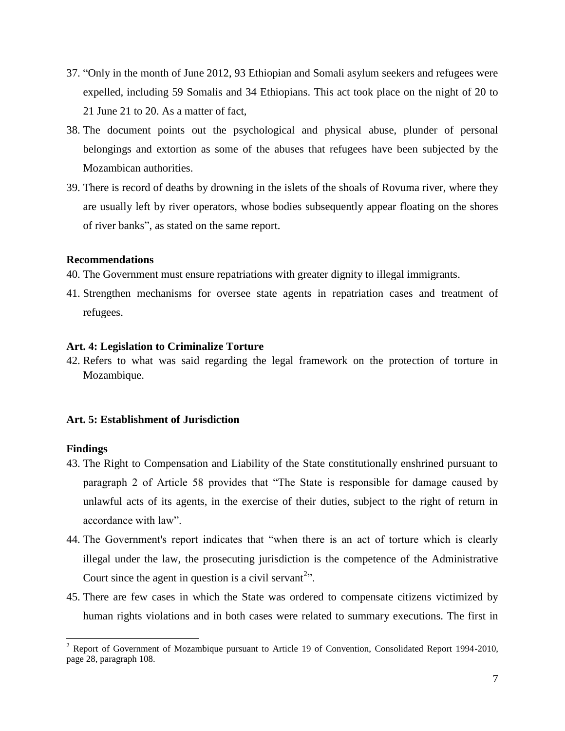37. "Only in the month of June 2012, 93 Ethiopian and Somali asylum seekers and refugees were expelled, including 59 Somalis and 34 Ethiopians. This act took place on the night of 20 to 21 June 21 to 20. As a matter of fact,

38. The document points out the psychological and physical abuse, plunder of personal belongings and extortion as some of the abuses that refugees have been subjected by the Mozambican authorities.

39. There is record of deaths by drowning in the islets of the shoals of Rovuma river, where they are usually left by river operators, whose bodies subsequently appear floating on the shores of river banks", as stated on the same report.

**Recommendations**

40. The Government must ensure repatriations with greater dignity to illegal immigrants.

41. Strengthen mechanisms for oversee state agents in repatriation cases and treatment of refugees.

**Art. 4: Legislation to Criminalize Torture**

42. Refers to what was said regarding the legal framework on the protection of torture in Mozambique.

**Art. 5: Establishment of Jurisdiction**

**Findings**

43. The Right to Compensation and Liability of the State constitutionally enshrined pursuant to paragraph 2 of Article 58 provides that "The State is responsible for damage caused by unlawful acts of its agents, in the exercise of their duties, subject to the right of return in accordance with law".

44. The Government's report indicates that "when there is an act of torture which is clearly illegal under the law, the prosecuting jurisdiction is the competence of the Administrative Court since the agent in question is a civil servant[2]".

45. There are few cases in which the State was ordered to compensate citizens victimized by human rights violations and in both cases were related to summary executions. The first in

[2] Report of Government of Mozambique pursuant to Article 19 of Convention, Consolidated Report 1994-2010, page 28, paragraph 108.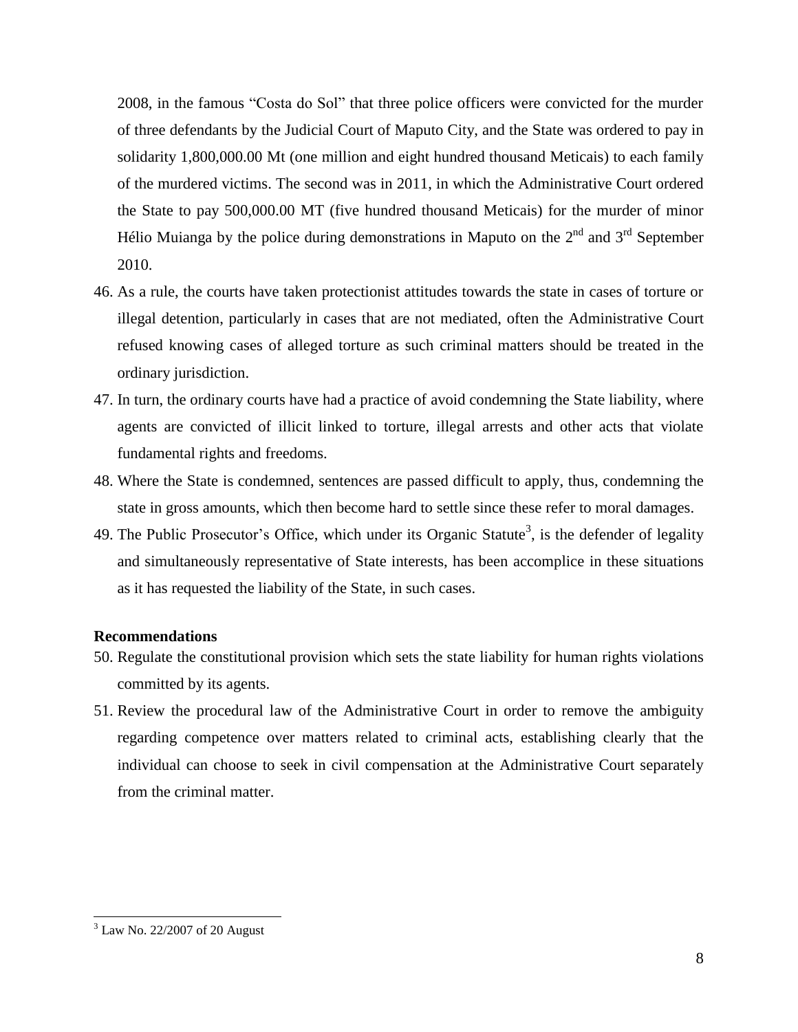2008, in the famous "Costa do Sol" that three police officers were convicted for the murder of three defendants by the Judicial Court of Maputo City, and the State was ordered to pay in solidarity 1,800,000.00 Mt (one million and eight hundred thousand Meticais) to each family of the murdered victims. The second was in 2011, in which the Administrative Court ordered the State to pay 500,000.00 MT (five hundred thousand Meticais) for the murder of minor Hélio Muianga by the police during demonstrations in Maputo on the 2nd and 3rd September 2010.

46. As a rule, the courts have taken protectionist attitudes towards the state in cases of torture or illegal detention, particularly in cases that are not mediated, often the Administrative Court refused knowing cases of alleged torture as such criminal matters should be treated in the ordinary jurisdiction.
47. In turn, the ordinary courts have had a practice of avoid condemning the State liability, where agents are convicted of illicit linked to torture, illegal arrests and other acts that violate fundamental rights and freedoms.
48. Where the State is condemned, sentences are passed difficult to apply, thus, condemning the state in gross amounts, which then become hard to settle since these refer to moral damages.
49. The Public Prosecutor's Office, which under its Organic Statute[3], is the defender of legality and simultaneously representative of State interests, has been accomplice in these situations as it has requested the liability of the State, in such cases.

**Recommendations**

50. Regulate the constitutional provision which sets the state liability for human rights violations committed by its agents.
51. Review the procedural law of the Administrative Court in order to remove the ambiguity regarding competence over matters related to criminal acts, establishing clearly that the individual can choose to seek in civil compensation at the Administrative Court separately from the criminal matter.

[3] Law No. 22/2007 of 20 August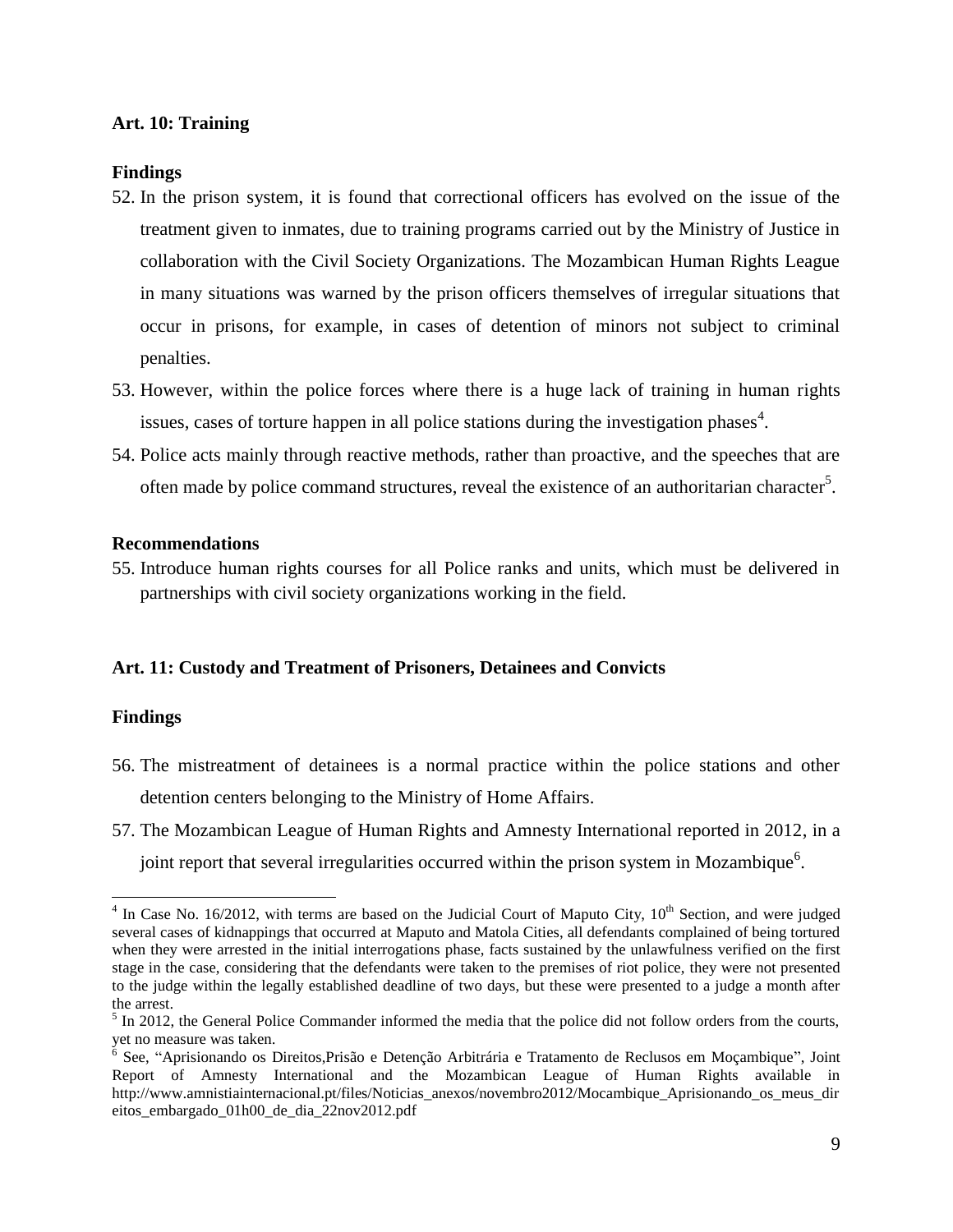**Art. 10: Training**

**Findings**

52. In the prison system, it is found that correctional officers has evolved on the issue of the treatment given to inmates, due to training programs carried out by the Ministry of Justice in collaboration with the Civil Society Organizations. The Mozambican Human Rights League in many situations was warned by the prison officers themselves of irregular situations that occur in prisons, for example, in cases of detention of minors not subject to criminal penalties.
53. However, within the police forces where there is a huge lack of training in human rights issues, cases of torture happen in all police stations during the investigation phases[4].
54. Police acts mainly through reactive methods, rather than proactive, and the speeches that are often made by police command structures, reveal the existence of an authoritarian character[5].

**Recommendations**

55. Introduce human rights courses for all Police ranks and units, which must be delivered in partnerships with civil society organizations working in the field.

**Art. 11: Custody and Treatment of Prisoners, Detainees and Convicts**

**Findings**

56. The mistreatment of detainees is a normal practice within the police stations and other detention centers belonging to the Ministry of Home Affairs.
57. The Mozambican League of Human Rights and Amnesty International reported in 2012, in a joint report that several irregularities occurred within the prison system in Mozambique[6].

---

[4] In Case No. 16/2012, with terms are based on the Judicial Court of Maputo City, 10th Section, and were judged several cases of kidnappings that occurred at Maputo and Matola Cities, all defendants complained of being tortured when they were arrested in the initial interrogations phase, facts sustained by the unlawfulness verified on the first stage in the case, considering that the defendants were taken to the premises of riot police, they were not presented to the judge within the legally established deadline of two days, but these were presented to a judge a month after the arrest.

[5] In 2012, the General Police Commander informed the media that the police did not follow orders from the courts, yet no measure was taken.

[6] See, "Aprisionando os Direitos,Prisão e Detenção Arbitrária e Tratamento de Reclusos em Moçambique", Joint Report of Amnesty International and the Mozambican League of Human Rights available in http://www.amnistiainternacional.pt/files/Noticias_anexos/novembro2012/Mocambique_Aprisionando_os_meus_direitos_embargado_01h00_de_dia_22nov2012.pdf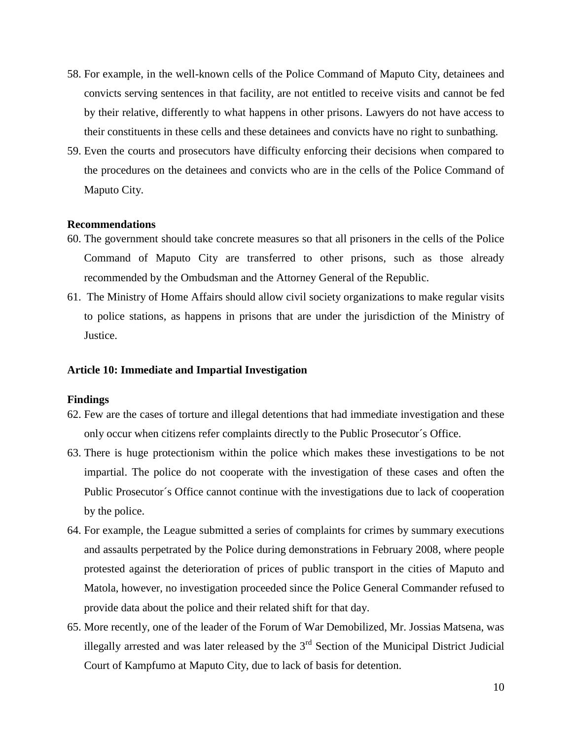58. For example, in the well-known cells of the Police Command of Maputo City, detainees and convicts serving sentences in that facility, are not entitled to receive visits and cannot be fed by their relative, differently to what happens in other prisons. Lawyers do not have access to their constituents in these cells and these detainees and convicts have no right to sunbathing.
59. Even the courts and prosecutors have difficulty enforcing their decisions when compared to the procedures on the detainees and convicts who are in the cells of the Police Command of Maputo City.

**Recommendations**

60. The government should take concrete measures so that all prisoners in the cells of the Police Command of Maputo City are transferred to other prisons, such as those already recommended by the Ombudsman and the Attorney General of the Republic.
61. The Ministry of Home Affairs should allow civil society organizations to make regular visits to police stations, as happens in prisons that are under the jurisdiction of the Ministry of Justice.

**Article 10: Immediate and Impartial Investigation**

**Findings**

62. Few are the cases of torture and illegal detentions that had immediate investigation and these only occur when citizens refer complaints directly to the Public Prosecutor´s Office.
63. There is huge protectionism within the police which makes these investigations to be not impartial. The police do not cooperate with the investigation of these cases and often the Public Prosecutor´s Office cannot continue with the investigations due to lack of cooperation by the police.
64. For example, the League submitted a series of complaints for crimes by summary executions and assaults perpetrated by the Police during demonstrations in February 2008, where people protested against the deterioration of prices of public transport in the cities of Maputo and Matola, however, no investigation proceeded since the Police General Commander refused to provide data about the police and their related shift for that day.
65. More recently, one of the leader of the Forum of War Demobilized, Mr. Jossias Matsena, was illegally arrested and was later released by the 3rd Section of the Municipal District Judicial Court of Kampfumo at Maputo City, due to lack of basis for detention.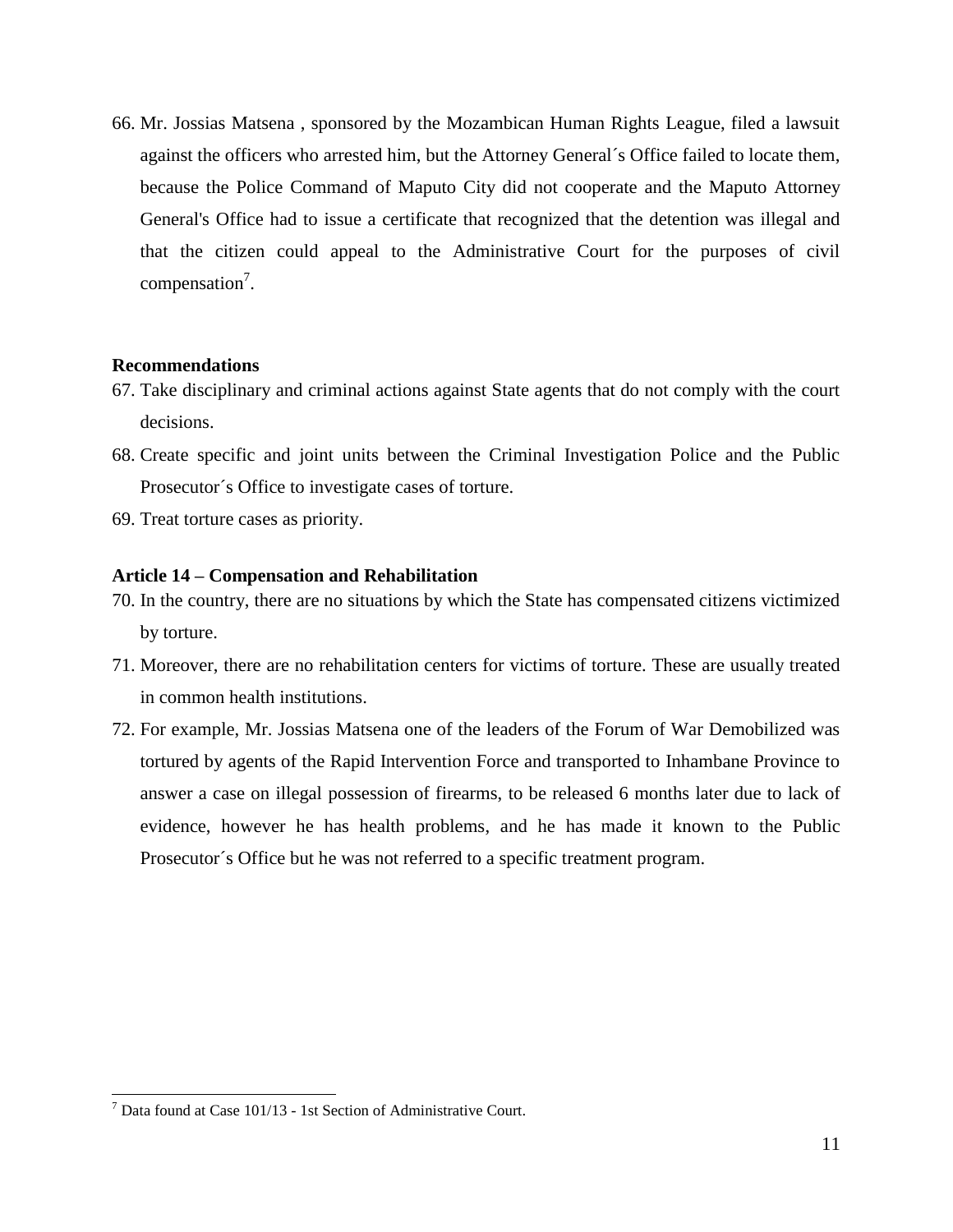66. Mr. Jossias Matsena , sponsored by the Mozambican Human Rights League, filed a lawsuit against the officers who arrested him, but the Attorney General´s Office failed to locate them, because the Police Command of Maputo City did not cooperate and the Maputo Attorney General's Office had to issue a certificate that recognized that the detention was illegal and that the citizen could appeal to the Administrative Court for the purposes of civil compensation[7].

**Recommendations**

67. Take disciplinary and criminal actions against State agents that do not comply with the court decisions.
68. Create specific and joint units between the Criminal Investigation Police and the Public Prosecutor´s Office to investigate cases of torture.
69. Treat torture cases as priority.

**Article 14 – Compensation and Rehabilitation**

70. In the country, there are no situations by which the State has compensated citizens victimized by torture.
71. Moreover, there are no rehabilitation centers for victims of torture. These are usually treated in common health institutions.
72. For example, Mr. Jossias Matsena one of the leaders of the Forum of War Demobilized was tortured by agents of the Rapid Intervention Force and transported to Inhambane Province to answer a case on illegal possession of firearms, to be released 6 months later due to lack of evidence, however he has health problems, and he has made it known to the Public Prosecutor´s Office but he was not referred to a specific treatment program.

[7] Data found at Case 101/13 - 1st Section of Administrative Court.